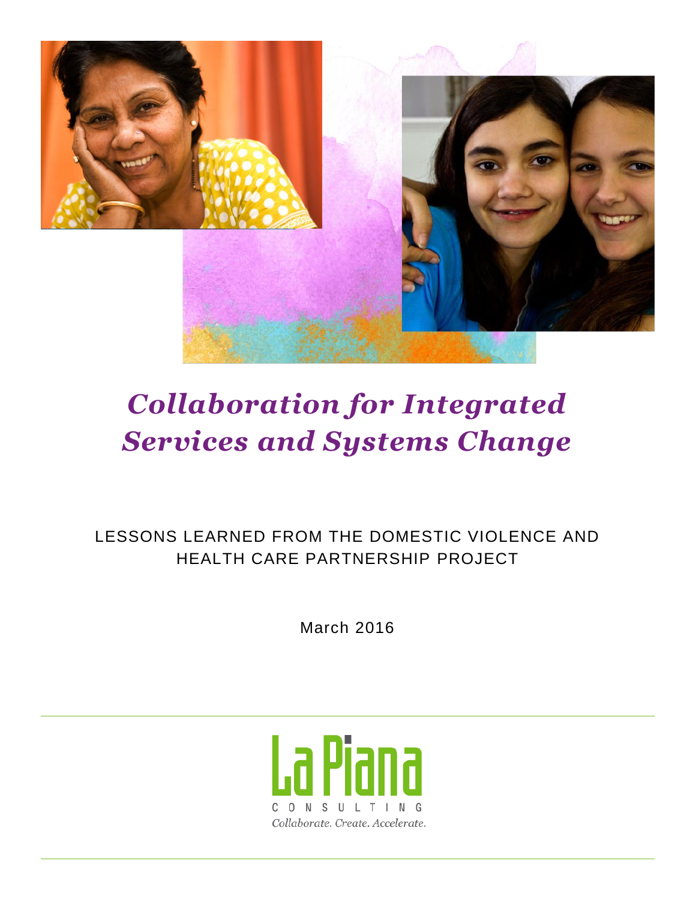# *Collaboration for Integrated Services and Systems Change*

LESSONS LEARNED FROM THE DOMESTIC VIOLENCE AND HEALTH CARE PARTNERSHIP PROJECT

March 2016

La Piana

CONSULTING

*Collaborate. Create. Accelerate.*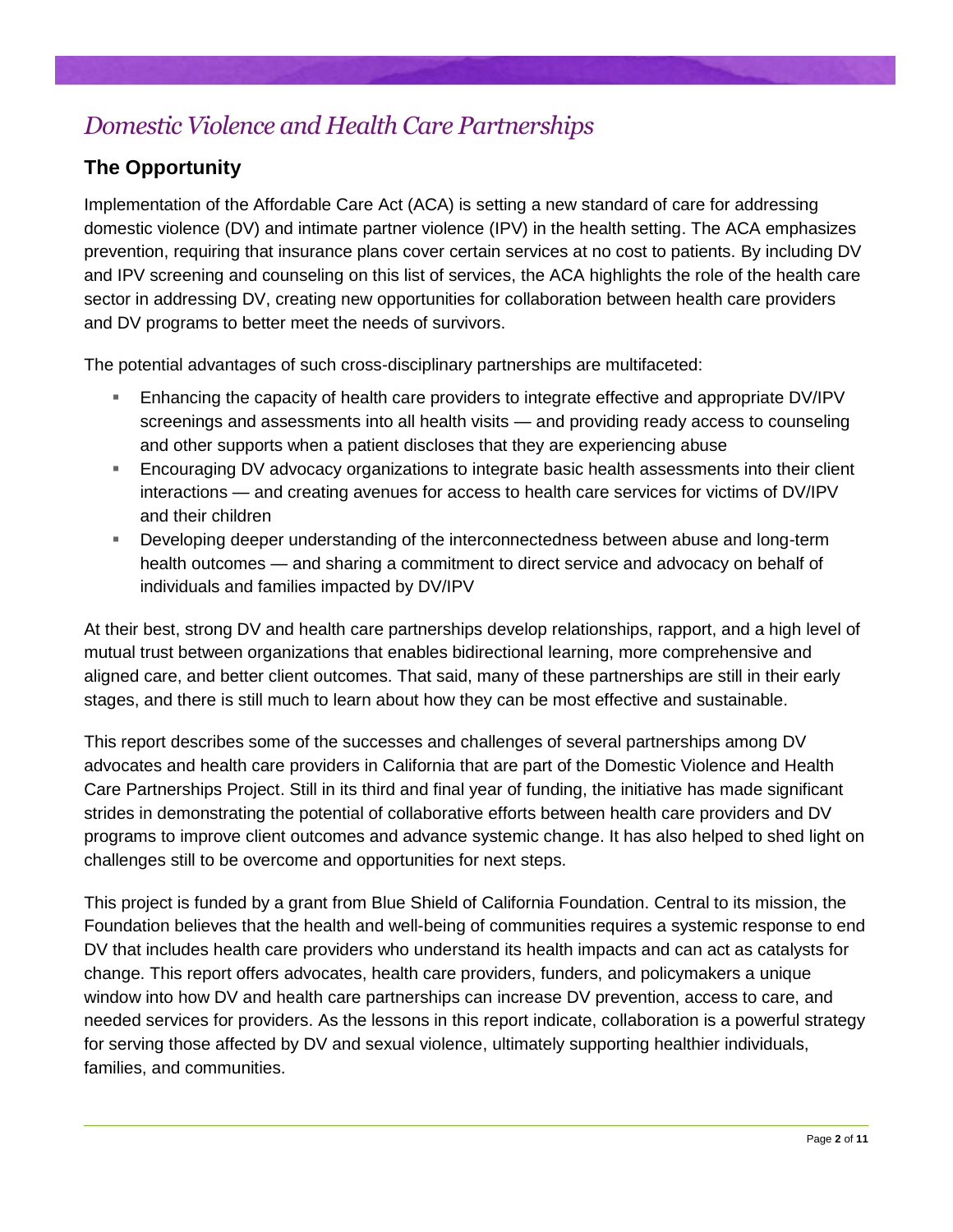# *Domestic Violence and Health Care Partnerships*

## The Opportunity

Implementation of the Affordable Care Act (ACA) is setting a new standard of care for addressing domestic violence (DV) and intimate partner violence (IPV) in the health setting. The ACA emphasizes prevention, requiring that insurance plans cover certain services at no cost to patients. By including DV and IPV screening and counseling on this list of services, the ACA highlights the role of the health care sector in addressing DV, creating new opportunities for collaboration between health care providers and DV programs to better meet the needs of survivors.

The potential advantages of such cross-disciplinary partnerships are multifaceted:

- Enhancing the capacity of health care providers to integrate effective and appropriate DV/IPV screenings and assessments into all health visits — and providing ready access to counseling and other supports when a patient discloses that they are experiencing abuse
- Encouraging DV advocacy organizations to integrate basic health assessments into their client interactions — and creating avenues for access to health care services for victims of DV/IPV and their children
- Developing deeper understanding of the interconnectedness between abuse and long-term health outcomes — and sharing a commitment to direct service and advocacy on behalf of individuals and families impacted by DV/IPV

At their best, strong DV and health care partnerships develop relationships, rapport, and a high level of mutual trust between organizations that enables bidirectional learning, more comprehensive and aligned care, and better client outcomes. That said, many of these partnerships are still in their early stages, and there is still much to learn about how they can be most effective and sustainable.

This report describes some of the successes and challenges of several partnerships among DV advocates and health care providers in California that are part of the Domestic Violence and Health Care Partnerships Project. Still in its third and final year of funding, the initiative has made significant strides in demonstrating the potential of collaborative efforts between health care providers and DV programs to improve client outcomes and advance systemic change. It has also helped to shed light on challenges still to be overcome and opportunities for next steps.

This project is funded by a grant from Blue Shield of California Foundation. Central to its mission, the Foundation believes that the health and well-being of communities requires a systemic response to end DV that includes health care providers who understand its health impacts and can act as catalysts for change. This report offers advocates, health care providers, funders, and policymakers a unique window into how DV and health care partnerships can increase DV prevention, access to care, and needed services for providers. As the lessons in this report indicate, collaboration is a powerful strategy for serving those affected by DV and sexual violence, ultimately supporting healthier individuals, families, and communities.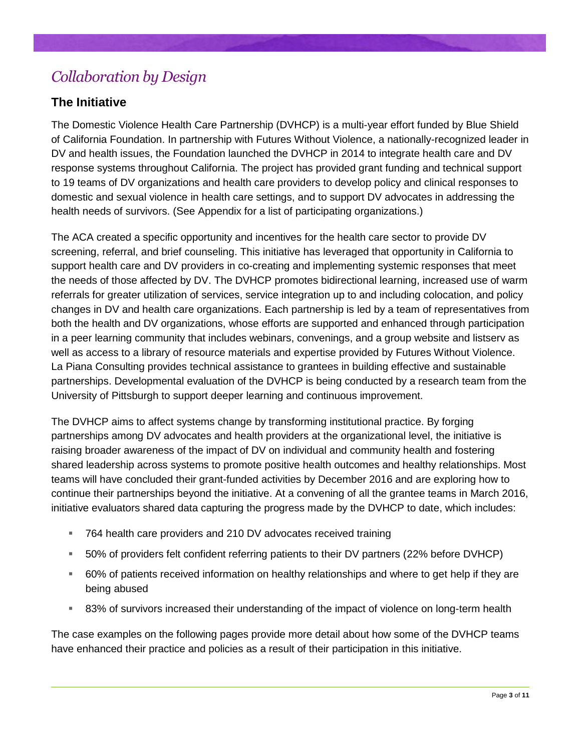# *Collaboration by Design*

## The Initiative

The Domestic Violence Health Care Partnership (DVHCP) is a multi-year effort funded by Blue Shield of California Foundation. In partnership with Futures Without Violence, a nationally-recognized leader in DV and health issues, the Foundation launched the DVHCP in 2014 to integrate health care and DV response systems throughout California. The project has provided grant funding and technical support to 19 teams of DV organizations and health care providers to develop policy and clinical responses to domestic and sexual violence in health care settings, and to support DV advocates in addressing the health needs of survivors. (See Appendix for a list of participating organizations.)

The ACA created a specific opportunity and incentives for the health care sector to provide DV screening, referral, and brief counseling. This initiative has leveraged that opportunity in California to support health care and DV providers in co-creating and implementing systemic responses that meet the needs of those affected by DV. The DVHCP promotes bidirectional learning, increased use of warm referrals for greater utilization of services, service integration up to and including colocation, and policy changes in DV and health care organizations. Each partnership is led by a team of representatives from both the health and DV organizations, whose efforts are supported and enhanced through participation in a peer learning community that includes webinars, convenings, and a group website and listserv as well as access to a library of resource materials and expertise provided by Futures Without Violence. La Piana Consulting provides technical assistance to grantees in building effective and sustainable partnerships. Developmental evaluation of the DVHCP is being conducted by a research team from the University of Pittsburgh to support deeper learning and continuous improvement.

The DVHCP aims to affect systems change by transforming institutional practice. By forging partnerships among DV advocates and health providers at the organizational level, the initiative is raising broader awareness of the impact of DV on individual and community health and fostering shared leadership across systems to promote positive health outcomes and healthy relationships. Most teams will have concluded their grant-funded activities by December 2016 and are exploring how to continue their partnerships beyond the initiative. At a convening of all the grantee teams in March 2016, initiative evaluators shared data capturing the progress made by the DVHCP to date, which includes:

- 764 health care providers and 210 DV advocates received training
- 50% of providers felt confident referring patients to their DV partners (22% before DVHCP)
- 60% of patients received information on healthy relationships and where to get help if they are being abused
- 83% of survivors increased their understanding of the impact of violence on long-term health

The case examples on the following pages provide more detail about how some of the DVHCP teams have enhanced their practice and policies as a result of their participation in this initiative.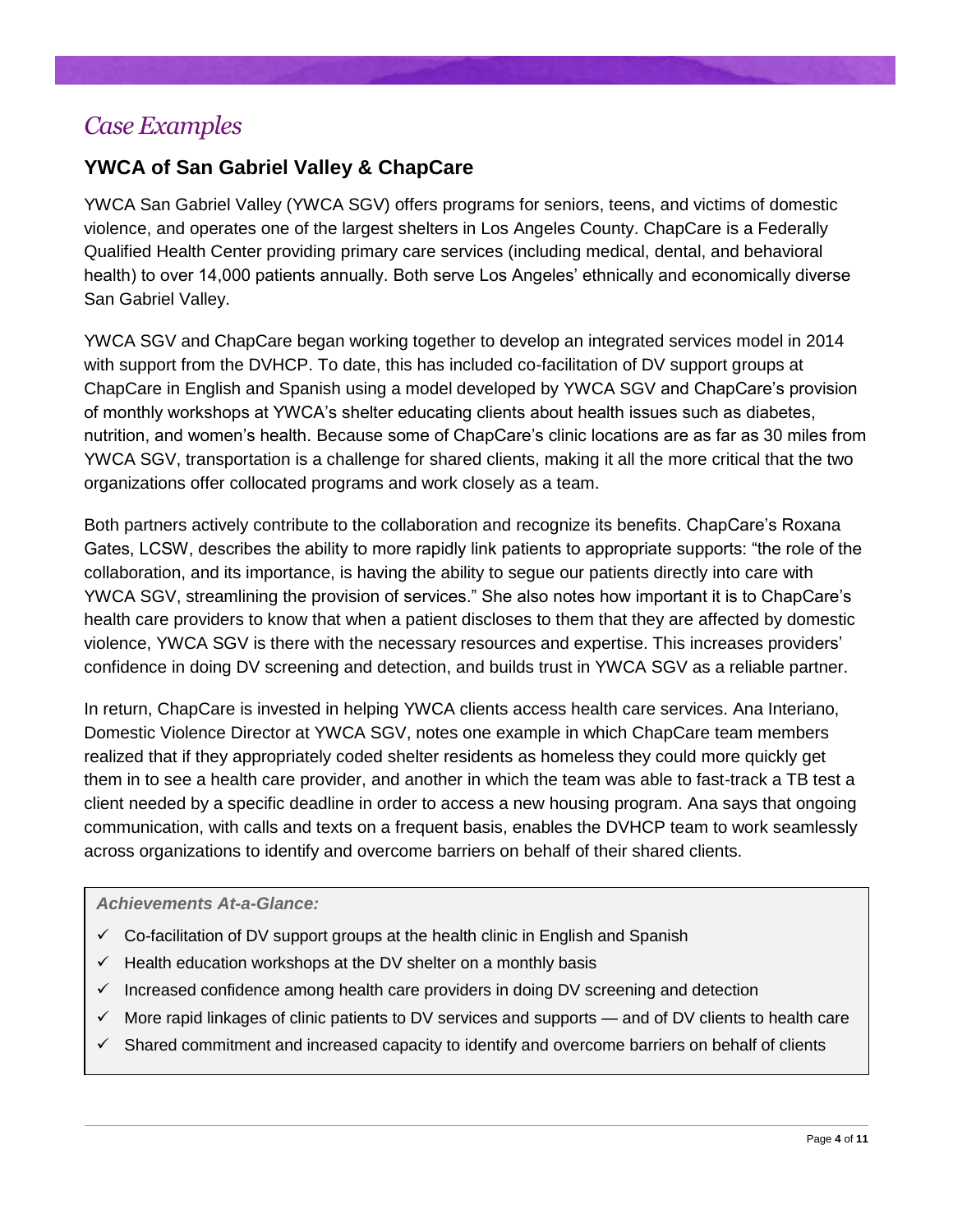# *Case Examples*

## YWCA of San Gabriel Valley & ChapCare

YWCA San Gabriel Valley (YWCA SGV) offers programs for seniors, teens, and victims of domestic violence, and operates one of the largest shelters in Los Angeles County. ChapCare is a Federally Qualified Health Center providing primary care services (including medical, dental, and behavioral health) to over 14,000 patients annually. Both serve Los Angeles' ethnically and economically diverse San Gabriel Valley.

YWCA SGV and ChapCare began working together to develop an integrated services model in 2014 with support from the DVHCP. To date, this has included co-facilitation of DV support groups at ChapCare in English and Spanish using a model developed by YWCA SGV and ChapCare's provision of monthly workshops at YWCA's shelter educating clients about health issues such as diabetes, nutrition, and women's health. Because some of ChapCare's clinic locations are as far as 30 miles from YWCA SGV, transportation is a challenge for shared clients, making it all the more critical that the two organizations offer collocated programs and work closely as a team.

Both partners actively contribute to the collaboration and recognize its benefits. ChapCare's Roxana Gates, LCSW, describes the ability to more rapidly link patients to appropriate supports: "the role of the collaboration, and its importance, is having the ability to segue our patients directly into care with YWCA SGV, streamlining the provision of services." She also notes how important it is to ChapCare's health care providers to know that when a patient discloses to them that they are affected by domestic violence, YWCA SGV is there with the necessary resources and expertise. This increases providers' confidence in doing DV screening and detection, and builds trust in YWCA SGV as a reliable partner.

In return, ChapCare is invested in helping YWCA clients access health care services. Ana Interiano, Domestic Violence Director at YWCA SGV, notes one example in which ChapCare team members realized that if they appropriately coded shelter residents as homeless they could more quickly get them in to see a health care provider, and another in which the team was able to fast-track a TB test a client needed by a specific deadline in order to access a new housing program. Ana says that ongoing communication, with calls and texts on a frequent basis, enables the DVHCP team to work seamlessly across organizations to identify and overcome barriers on behalf of their shared clients.

***Achievements At-a-Glance:***

- ✓ Co-facilitation of DV support groups at the health clinic in English and Spanish
- ✓ Health education workshops at the DV shelter on a monthly basis
- ✓ Increased confidence among health care providers in doing DV screening and detection
- ✓ More rapid linkages of clinic patients to DV services and supports — and of DV clients to health care
- ✓ Shared commitment and increased capacity to identify and overcome barriers on behalf of clients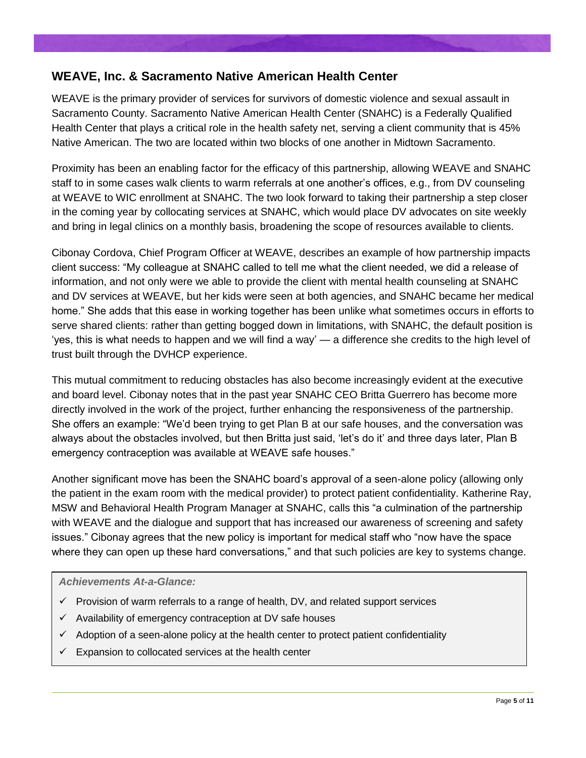## WEAVE, Inc. & Sacramento Native American Health Center

WEAVE is the primary provider of services for survivors of domestic violence and sexual assault in Sacramento County. Sacramento Native American Health Center (SNAHC) is a Federally Qualified Health Center that plays a critical role in the health safety net, serving a client community that is 45% Native American. The two are located within two blocks of one another in Midtown Sacramento.

Proximity has been an enabling factor for the efficacy of this partnership, allowing WEAVE and SNAHC staff to in some cases walk clients to warm referrals at one another's offices, e.g., from DV counseling at WEAVE to WIC enrollment at SNAHC. The two look forward to taking their partnership a step closer in the coming year by collocating services at SNAHC, which would place DV advocates on site weekly and bring in legal clinics on a monthly basis, broadening the scope of resources available to clients.

Cibonay Cordova, Chief Program Officer at WEAVE, describes an example of how partnership impacts client success: "My colleague at SNAHC called to tell me what the client needed, we did a release of information, and not only were we able to provide the client with mental health counseling at SNAHC and DV services at WEAVE, but her kids were seen at both agencies, and SNAHC became her medical home." She adds that this ease in working together has been unlike what sometimes occurs in efforts to serve shared clients: rather than getting bogged down in limitations, with SNAHC, the default position is 'yes, this is what needs to happen and we will find a way' — a difference she credits to the high level of trust built through the DVHCP experience.

This mutual commitment to reducing obstacles has also become increasingly evident at the executive and board level. Cibonay notes that in the past year SNAHC CEO Britta Guerrero has become more directly involved in the work of the project, further enhancing the responsiveness of the partnership. She offers an example: "We'd been trying to get Plan B at our safe houses, and the conversation was always about the obstacles involved, but then Britta just said, 'let's do it' and three days later, Plan B emergency contraception was available at WEAVE safe houses."

Another significant move has been the SNAHC board's approval of a seen-alone policy (allowing only the patient in the exam room with the medical provider) to protect patient confidentiality. Katherine Ray, MSW and Behavioral Health Program Manager at SNAHC, calls this "a culmination of the partnership with WEAVE and the dialogue and support that has increased our awareness of screening and safety issues." Cibonay agrees that the new policy is important for medical staff who "now have the space where they can open up these hard conversations," and that such policies are key to systems change.

***Achievements At-a-Glance:***

- ✓ Provision of warm referrals to a range of health, DV, and related support services
- ✓ Availability of emergency contraception at DV safe houses
- ✓ Adoption of a seen-alone policy at the health center to protect patient confidentiality
- ✓ Expansion to collocated services at the health center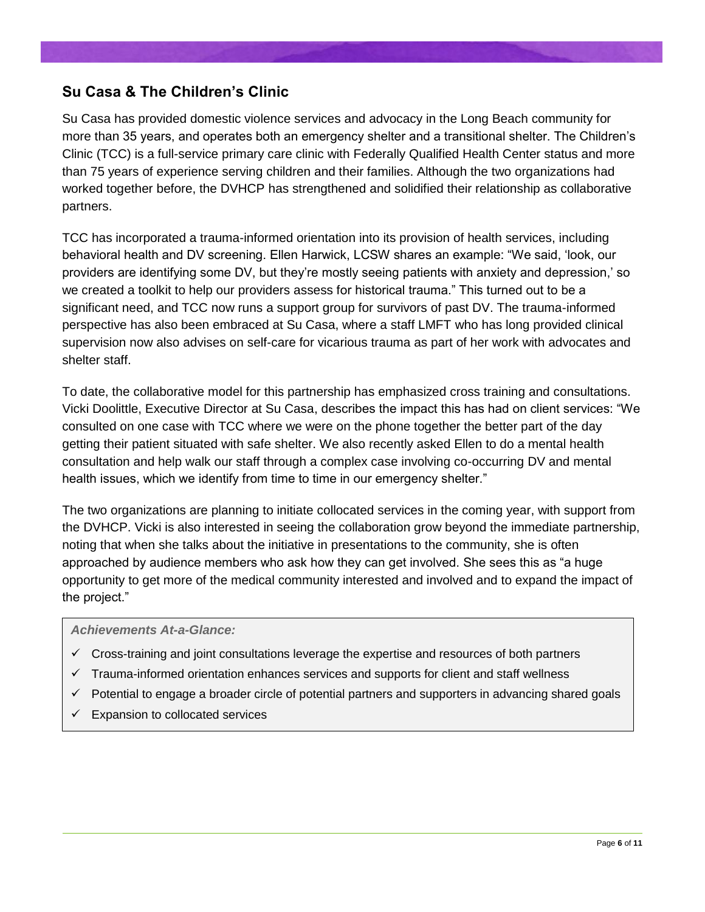## Su Casa & The Children's Clinic

Su Casa has provided domestic violence services and advocacy in the Long Beach community for more than 35 years, and operates both an emergency shelter and a transitional shelter. The Children's Clinic (TCC) is a full-service primary care clinic with Federally Qualified Health Center status and more than 75 years of experience serving children and their families. Although the two organizations had worked together before, the DVHCP has strengthened and solidified their relationship as collaborative partners.

TCC has incorporated a trauma-informed orientation into its provision of health services, including behavioral health and DV screening. Ellen Harwick, LCSW shares an example: "We said, 'look, our providers are identifying some DV, but they're mostly seeing patients with anxiety and depression,' so we created a toolkit to help our providers assess for historical trauma." This turned out to be a significant need, and TCC now runs a support group for survivors of past DV. The trauma-informed perspective has also been embraced at Su Casa, where a staff LMFT who has long provided clinical supervision now also advises on self-care for vicarious trauma as part of her work with advocates and shelter staff.

To date, the collaborative model for this partnership has emphasized cross training and consultations. Vicki Doolittle, Executive Director at Su Casa, describes the impact this has had on client services: "We consulted on one case with TCC where we were on the phone together the better part of the day getting their patient situated with safe shelter. We also recently asked Ellen to do a mental health consultation and help walk our staff through a complex case involving co-occurring DV and mental health issues, which we identify from time to time in our emergency shelter."

The two organizations are planning to initiate collocated services in the coming year, with support from the DVHCP. Vicki is also interested in seeing the collaboration grow beyond the immediate partnership, noting that when she talks about the initiative in presentations to the community, she is often approached by audience members who ask how they can get involved. She sees this as "a huge opportunity to get more of the medical community interested and involved and to expand the impact of the project."

***Achievements At-a-Glance:***

- ✓ Cross-training and joint consultations leverage the expertise and resources of both partners
- ✓ Trauma-informed orientation enhances services and supports for client and staff wellness
- ✓ Potential to engage a broader circle of potential partners and supporters in advancing shared goals
- ✓ Expansion to collocated services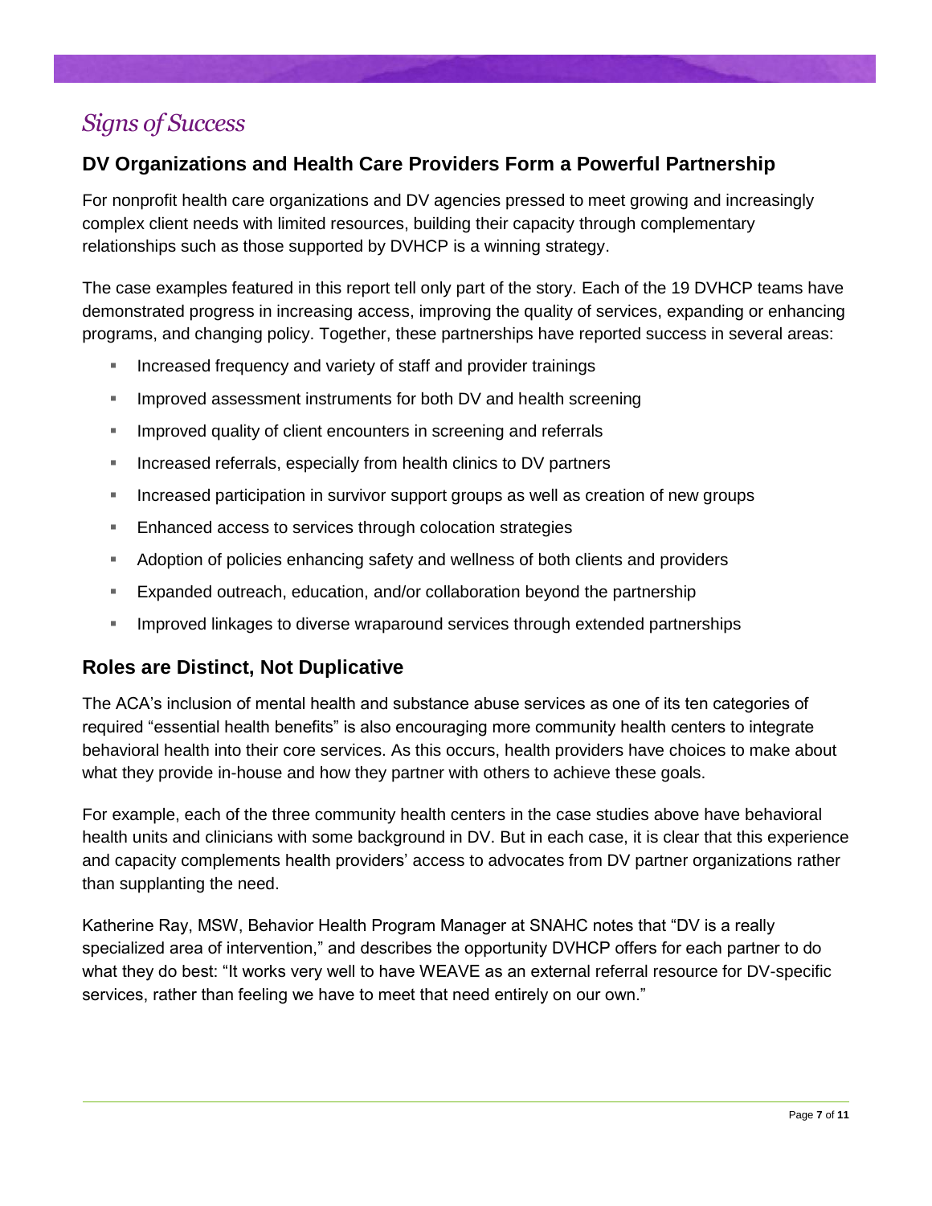## *Signs of Success*

### DV Organizations and Health Care Providers Form a Powerful Partnership

For nonprofit health care organizations and DV agencies pressed to meet growing and increasingly complex client needs with limited resources, building their capacity through complementary relationships such as those supported by DVHCP is a winning strategy.

The case examples featured in this report tell only part of the story. Each of the 19 DVHCP teams have demonstrated progress in increasing access, improving the quality of services, expanding or enhancing programs, and changing policy. Together, these partnerships have reported success in several areas:

- Increased frequency and variety of staff and provider trainings
- Improved assessment instruments for both DV and health screening
- Improved quality of client encounters in screening and referrals
- Increased referrals, especially from health clinics to DV partners
- Increased participation in survivor support groups as well as creation of new groups
- Enhanced access to services through colocation strategies
- Adoption of policies enhancing safety and wellness of both clients and providers
- Expanded outreach, education, and/or collaboration beyond the partnership
- Improved linkages to diverse wraparound services through extended partnerships

### Roles are Distinct, Not Duplicative

The ACA's inclusion of mental health and substance abuse services as one of its ten categories of required "essential health benefits" is also encouraging more community health centers to integrate behavioral health into their core services. As this occurs, health providers have choices to make about what they provide in-house and how they partner with others to achieve these goals.

For example, each of the three community health centers in the case studies above have behavioral health units and clinicians with some background in DV. But in each case, it is clear that this experience and capacity complements health providers' access to advocates from DV partner organizations rather than supplanting the need.

Katherine Ray, MSW, Behavior Health Program Manager at SNAHC notes that "DV is a really specialized area of intervention," and describes the opportunity DVHCP offers for each partner to do what they do best: "It works very well to have WEAVE as an external referral resource for DV-specific services, rather than feeling we have to meet that need entirely on our own."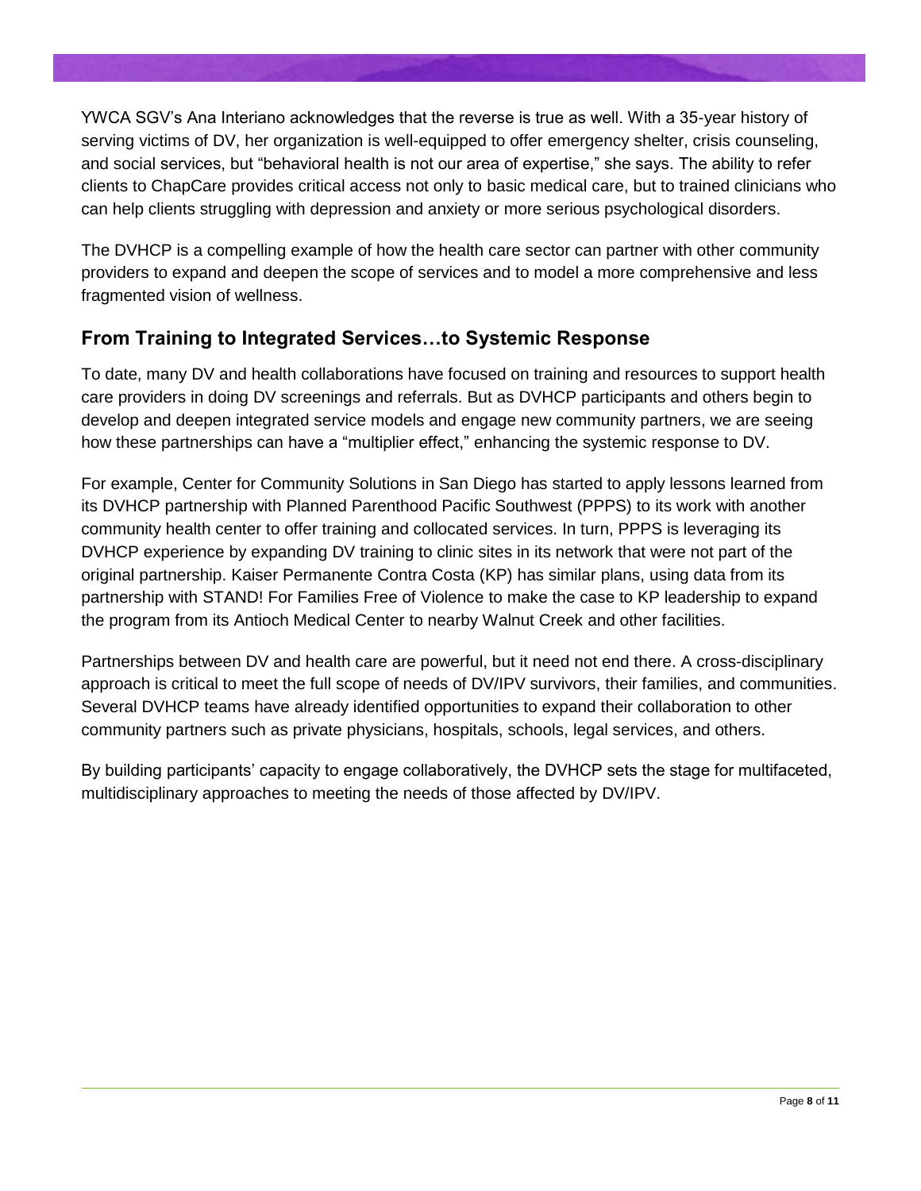YWCA SGV's Ana Interiano acknowledges that the reverse is true as well. With a 35-year history of serving victims of DV, her organization is well-equipped to offer emergency shelter, crisis counseling, and social services, but "behavioral health is not our area of expertise," she says. The ability to refer clients to ChapCare provides critical access not only to basic medical care, but to trained clinicians who can help clients struggling with depression and anxiety or more serious psychological disorders.

The DVHCP is a compelling example of how the health care sector can partner with other community providers to expand and deepen the scope of services and to model a more comprehensive and less fragmented vision of wellness.

## From Training to Integrated Services…to Systemic Response

To date, many DV and health collaborations have focused on training and resources to support health care providers in doing DV screenings and referrals. But as DVHCP participants and others begin to develop and deepen integrated service models and engage new community partners, we are seeing how these partnerships can have a "multiplier effect," enhancing the systemic response to DV.

For example, Center for Community Solutions in San Diego has started to apply lessons learned from its DVHCP partnership with Planned Parenthood Pacific Southwest (PPPS) to its work with another community health center to offer training and collocated services. In turn, PPPS is leveraging its DVHCP experience by expanding DV training to clinic sites in its network that were not part of the original partnership. Kaiser Permanente Contra Costa (KP) has similar plans, using data from its partnership with STAND! For Families Free of Violence to make the case to KP leadership to expand the program from its Antioch Medical Center to nearby Walnut Creek and other facilities.

Partnerships between DV and health care are powerful, but it need not end there. A cross-disciplinary approach is critical to meet the full scope of needs of DV/IPV survivors, their families, and communities. Several DVHCP teams have already identified opportunities to expand their collaboration to other community partners such as private physicians, hospitals, schools, legal services, and others.

By building participants' capacity to engage collaboratively, the DVHCP sets the stage for multifaceted, multidisciplinary approaches to meeting the needs of those affected by DV/IPV.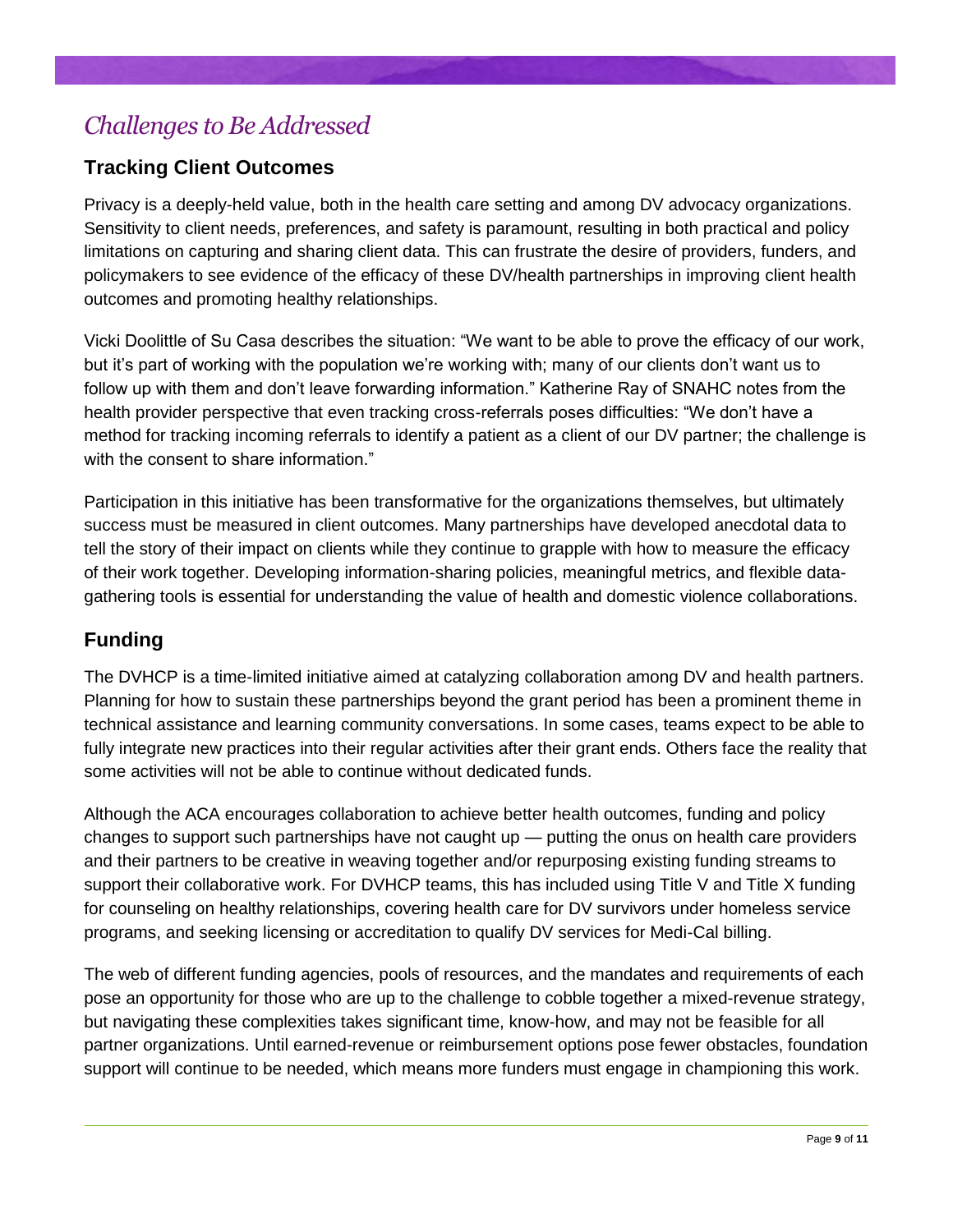# *Challenges to Be Addressed*

## Tracking Client Outcomes

Privacy is a deeply-held value, both in the health care setting and among DV advocacy organizations. Sensitivity to client needs, preferences, and safety is paramount, resulting in both practical and policy limitations on capturing and sharing client data. This can frustrate the desire of providers, funders, and policymakers to see evidence of the efficacy of these DV/health partnerships in improving client health outcomes and promoting healthy relationships.

Vicki Doolittle of Su Casa describes the situation: "We want to be able to prove the efficacy of our work, but it's part of working with the population we're working with; many of our clients don't want us to follow up with them and don't leave forwarding information." Katherine Ray of SNAHC notes from the health provider perspective that even tracking cross-referrals poses difficulties: "We don't have a method for tracking incoming referrals to identify a patient as a client of our DV partner; the challenge is with the consent to share information."

Participation in this initiative has been transformative for the organizations themselves, but ultimately success must be measured in client outcomes. Many partnerships have developed anecdotal data to tell the story of their impact on clients while they continue to grapple with how to measure the efficacy of their work together. Developing information-sharing policies, meaningful metrics, and flexible data-gathering tools is essential for understanding the value of health and domestic violence collaborations.

## Funding

The DVHCP is a time-limited initiative aimed at catalyzing collaboration among DV and health partners. Planning for how to sustain these partnerships beyond the grant period has been a prominent theme in technical assistance and learning community conversations. In some cases, teams expect to be able to fully integrate new practices into their regular activities after their grant ends. Others face the reality that some activities will not be able to continue without dedicated funds.

Although the ACA encourages collaboration to achieve better health outcomes, funding and policy changes to support such partnerships have not caught up — putting the onus on health care providers and their partners to be creative in weaving together and/or repurposing existing funding streams to support their collaborative work. For DVHCP teams, this has included using Title V and Title X funding for counseling on healthy relationships, covering health care for DV survivors under homeless service programs, and seeking licensing or accreditation to qualify DV services for Medi-Cal billing.

The web of different funding agencies, pools of resources, and the mandates and requirements of each pose an opportunity for those who are up to the challenge to cobble together a mixed-revenue strategy, but navigating these complexities takes significant time, know-how, and may not be feasible for all partner organizations. Until earned-revenue or reimbursement options pose fewer obstacles, foundation support will continue to be needed, which means more funders must engage in championing this work.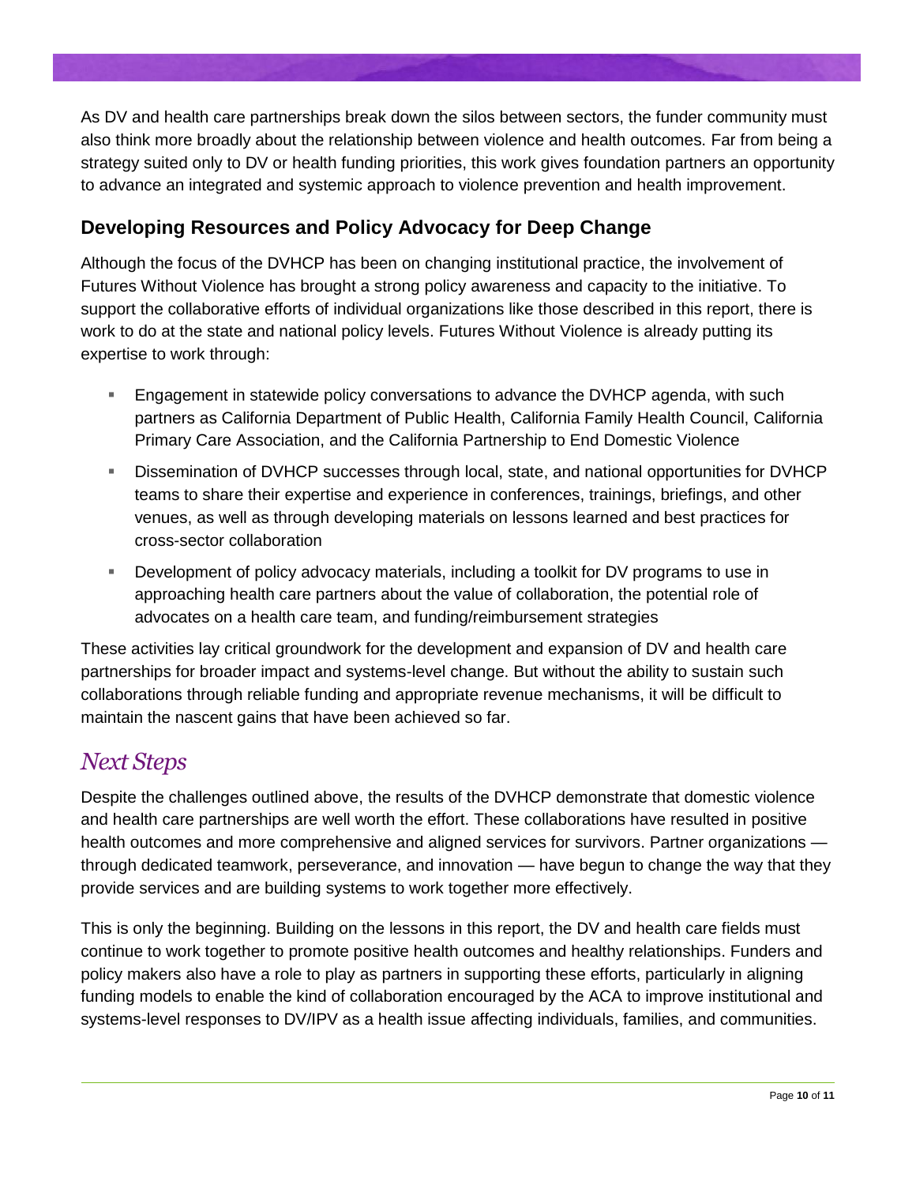As DV and health care partnerships break down the silos between sectors, the funder community must also think more broadly about the relationship between violence and health outcomes. Far from being a strategy suited only to DV or health funding priorities, this work gives foundation partners an opportunity to advance an integrated and systemic approach to violence prevention and health improvement.

### Developing Resources and Policy Advocacy for Deep Change

Although the focus of the DVHCP has been on changing institutional practice, the involvement of Futures Without Violence has brought a strong policy awareness and capacity to the initiative. To support the collaborative efforts of individual organizations like those described in this report, there is work to do at the state and national policy levels. Futures Without Violence is already putting its expertise to work through:

- Engagement in statewide policy conversations to advance the DVHCP agenda, with such partners as California Department of Public Health, California Family Health Council, California Primary Care Association, and the California Partnership to End Domestic Violence
- Dissemination of DVHCP successes through local, state, and national opportunities for DVHCP teams to share their expertise and experience in conferences, trainings, briefings, and other venues, as well as through developing materials on lessons learned and best practices for cross-sector collaboration
- Development of policy advocacy materials, including a toolkit for DV programs to use in approaching health care partners about the value of collaboration, the potential role of advocates on a health care team, and funding/reimbursement strategies

These activities lay critical groundwork for the development and expansion of DV and health care partnerships for broader impact and systems-level change. But without the ability to sustain such collaborations through reliable funding and appropriate revenue mechanisms, it will be difficult to maintain the nascent gains that have been achieved so far.

## *Next Steps*

Despite the challenges outlined above, the results of the DVHCP demonstrate that domestic violence and health care partnerships are well worth the effort. These collaborations have resulted in positive health outcomes and more comprehensive and aligned services for survivors. Partner organizations — through dedicated teamwork, perseverance, and innovation — have begun to change the way that they provide services and are building systems to work together more effectively.

This is only the beginning. Building on the lessons in this report, the DV and health care fields must continue to work together to promote positive health outcomes and healthy relationships. Funders and policy makers also have a role to play as partners in supporting these efforts, particularly in aligning funding models to enable the kind of collaboration encouraged by the ACA to improve institutional and systems-level responses to DV/IPV as a health issue affecting individuals, families, and communities.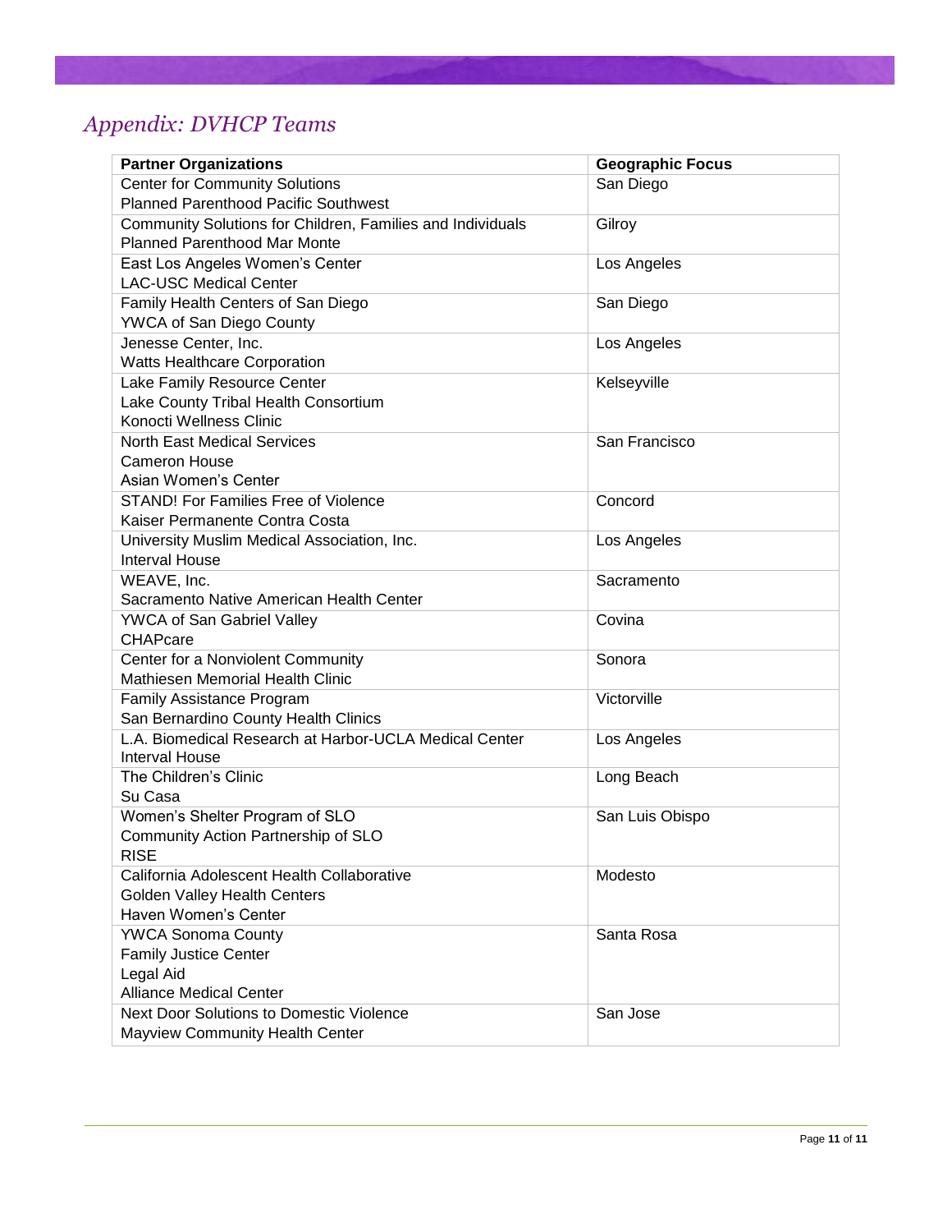## *Appendix: DVHCP Teams*

| Partner Organizations | Geographic Focus |
|---|---|
| Center for Community Solutions<br>Planned Parenthood Pacific Southwest | San Diego |
| Community Solutions for Children, Families and Individuals<br>Planned Parenthood Mar Monte | Gilroy |
| East Los Angeles Women's Center<br>LAC-USC Medical Center | Los Angeles |
| Family Health Centers of San Diego<br>YWCA of San Diego County | San Diego |
| Jenesse Center, Inc.<br>Watts Healthcare Corporation | Los Angeles |
| Lake Family Resource Center<br>Lake County Tribal Health Consortium<br>Konocti Wellness Clinic | Kelseyville |
| North East Medical Services<br>Cameron House<br>Asian Women's Center | San Francisco |
| STAND! For Families Free of Violence<br>Kaiser Permanente Contra Costa | Concord |
| University Muslim Medical Association, Inc.<br>Interval House | Los Angeles |
| WEAVE, Inc.<br>Sacramento Native American Health Center | Sacramento |
| YWCA of San Gabriel Valley<br>CHAPcare | Covina |
| Center for a Nonviolent Community<br>Mathiesen Memorial Health Clinic | Sonora |
| Family Assistance Program<br>San Bernardino County Health Clinics | Victorville |
| L.A. Biomedical Research at Harbor-UCLA Medical Center<br>Interval House | Los Angeles |
| The Children's Clinic<br>Su Casa | Long Beach |
| Women's Shelter Program of SLO<br>Community Action Partnership of SLO<br>RISE | San Luis Obispo |
| California Adolescent Health Collaborative<br>Golden Valley Health Centers<br>Haven Women's Center | Modesto |
| YWCA Sonoma County<br>Family Justice Center<br>Legal Aid<br>Alliance Medical Center | Santa Rosa |
| Next Door Solutions to Domestic Violence<br>Mayview Community Health Center | San Jose |